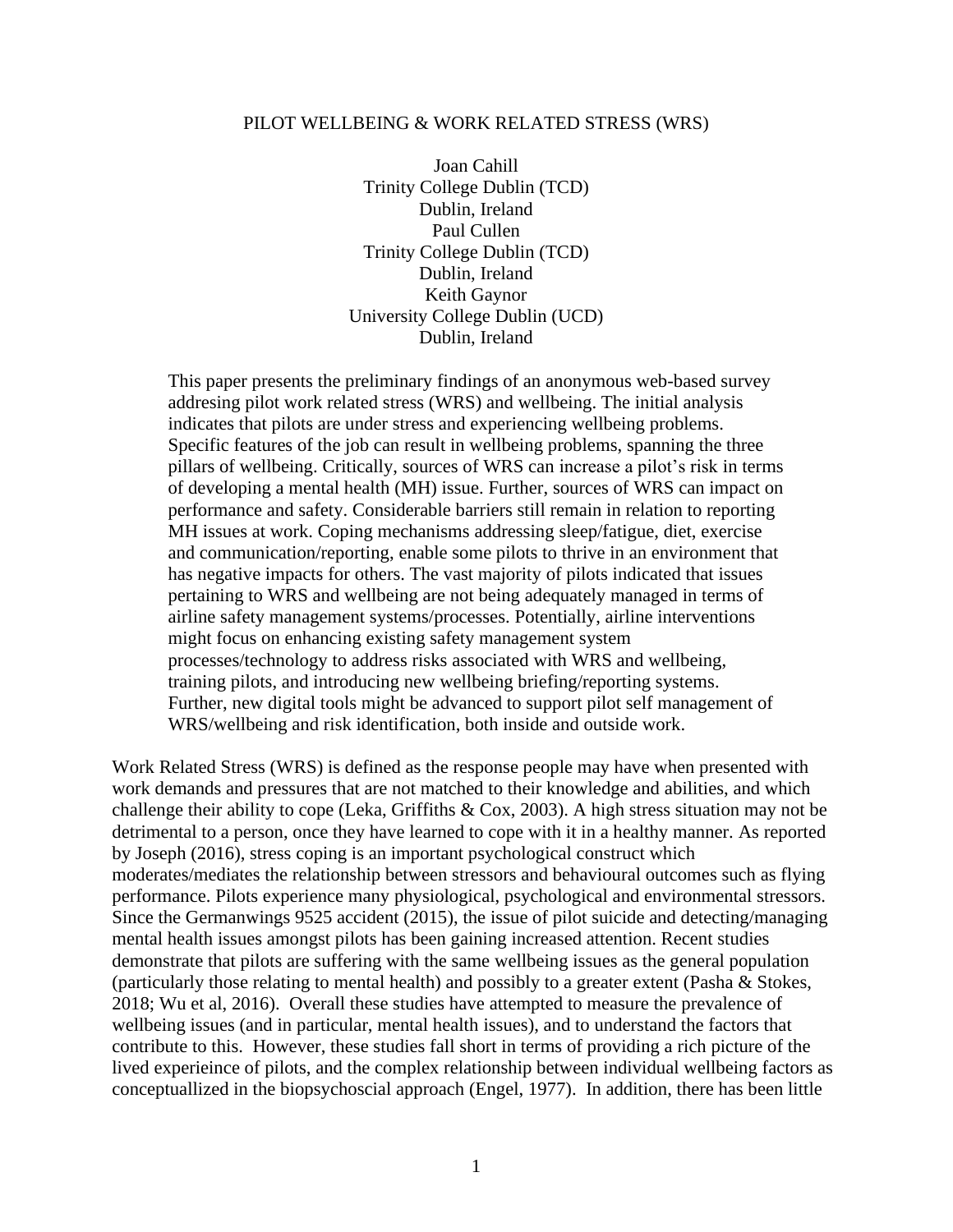# PILOT WELLBEING & WORK RELATED STRESS (WRS)

Joan Cahill
Trinity College Dublin (TCD)
Dublin, Ireland
Paul Cullen
Trinity College Dublin (TCD)
Dublin, Ireland
Keith Gaynor
University College Dublin (UCD)
Dublin, Ireland

This paper presents the preliminary findings of an anonymous web-based survey addresing pilot work related stress (WRS) and wellbeing. The initial analysis indicates that pilots are under stress and experiencing wellbeing problems. Specific features of the job can result in wellbeing problems, spanning the three pillars of wellbeing. Critically, sources of WRS can increase a pilot's risk in terms of developing a mental health (MH) issue. Further, sources of WRS can impact on performance and safety. Considerable barriers still remain in relation to reporting MH issues at work. Coping mechanisms addressing sleep/fatigue, diet, exercise and communication/reporting, enable some pilots to thrive in an environment that has negative impacts for others. The vast majority of pilots indicated that issues pertaining to WRS and wellbeing are not being adequately managed in terms of airline safety management systems/processes. Potentially, airline interventions might focus on enhancing existing safety management system processes/technology to address risks associated with WRS and wellbeing, training pilots, and introducing new wellbeing briefing/reporting systems. Further, new digital tools might be advanced to support pilot self management of WRS/wellbeing and risk identification, both inside and outside work.

Work Related Stress (WRS) is defined as the response people may have when presented with work demands and pressures that are not matched to their knowledge and abilities, and which challenge their ability to cope (Leka, Griffiths & Cox, 2003). A high stress situation may not be detrimental to a person, once they have learned to cope with it in a healthy manner. As reported by Joseph (2016), stress coping is an important psychological construct which moderates/mediates the relationship between stressors and behavioural outcomes such as flying performance. Pilots experience many physiological, psychological and environmental stressors. Since the Germanwings 9525 accident (2015), the issue of pilot suicide and detecting/managing mental health issues amongst pilots has been gaining increased attention. Recent studies demonstrate that pilots are suffering with the same wellbeing issues as the general population (particularly those relating to mental health) and possibly to a greater extent (Pasha & Stokes, 2018; Wu et al, 2016). Overall these studies have attempted to measure the prevalence of wellbeing issues (and in particular, mental health issues), and to understand the factors that contribute to this. However, these studies fall short in terms of providing a rich picture of the lived experieince of pilots, and the complex relationship between individual wellbeing factors as conceptuallized in the biopsychoscial approach (Engel, 1977). In addition, there has been little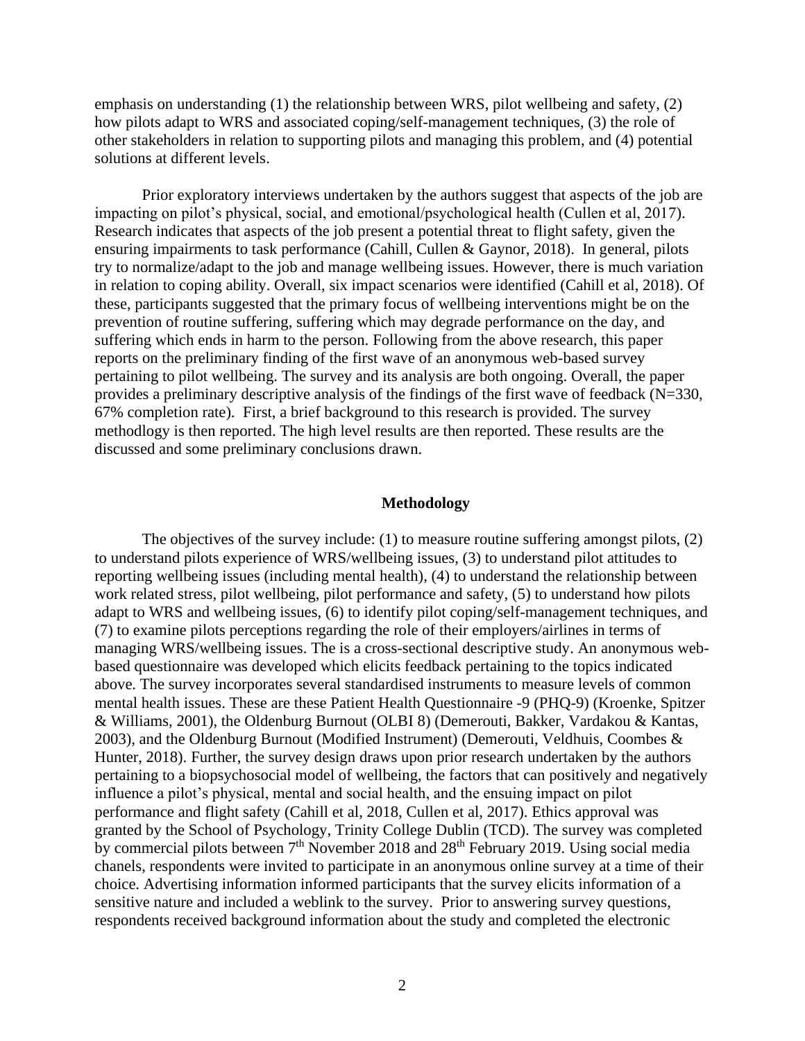emphasis on understanding (1) the relationship between WRS, pilot wellbeing and safety, (2) how pilots adapt to WRS and associated coping/self-management techniques, (3) the role of other stakeholders in relation to supporting pilots and managing this problem, and (4) potential solutions at different levels.

Prior exploratory interviews undertaken by the authors suggest that aspects of the job are impacting on pilot's physical, social, and emotional/psychological health (Cullen et al, 2017). Research indicates that aspects of the job present a potential threat to flight safety, given the ensuring impairments to task performance (Cahill, Cullen & Gaynor, 2018). In general, pilots try to normalize/adapt to the job and manage wellbeing issues. However, there is much variation in relation to coping ability. Overall, six impact scenarios were identified (Cahill et al, 2018). Of these, participants suggested that the primary focus of wellbeing interventions might be on the prevention of routine suffering, suffering which may degrade performance on the day, and suffering which ends in harm to the person. Following from the above research, this paper reports on the preliminary finding of the first wave of an anonymous web-based survey pertaining to pilot wellbeing. The survey and its analysis are both ongoing. Overall, the paper provides a preliminary descriptive analysis of the findings of the first wave of feedback (N=330, 67% completion rate). First, a brief background to this research is provided. The survey methodlogy is then reported. The high level results are then reported. These results are the discussed and some preliminary conclusions drawn.

## Methodology

The objectives of the survey include: (1) to measure routine suffering amongst pilots, (2) to understand pilots experience of WRS/wellbeing issues, (3) to understand pilot attitudes to reporting wellbeing issues (including mental health), (4) to understand the relationship between work related stress, pilot wellbeing, pilot performance and safety, (5) to understand how pilots adapt to WRS and wellbeing issues, (6) to identify pilot coping/self-management techniques, and (7) to examine pilots perceptions regarding the role of their employers/airlines in terms of managing WRS/wellbeing issues. The is a cross-sectional descriptive study. An anonymous web-based questionnaire was developed which elicits feedback pertaining to the topics indicated above. The survey incorporates several standardised instruments to measure levels of common mental health issues. These are these Patient Health Questionnaire -9 (PHQ-9) (Kroenke, Spitzer & Williams, 2001), the Oldenburg Burnout (OLBI 8) (Demerouti, Bakker, Vardakou & Kantas, 2003), and the Oldenburg Burnout (Modified Instrument) (Demerouti, Veldhuis, Coombes & Hunter, 2018). Further, the survey design draws upon prior research undertaken by the authors pertaining to a biopsychosocial model of wellbeing, the factors that can positively and negatively influence a pilot's physical, mental and social health, and the ensuing impact on pilot performance and flight safety (Cahill et al, 2018, Cullen et al, 2017). Ethics approval was granted by the School of Psychology, Trinity College Dublin (TCD). The survey was completed by commercial pilots between 7th November 2018 and 28th February 2019. Using social media chanels, respondents were invited to participate in an anonymous online survey at a time of their choice. Advertising information informed participants that the survey elicits information of a sensitive nature and included a weblink to the survey. Prior to answering survey questions, respondents received background information about the study and completed the electronic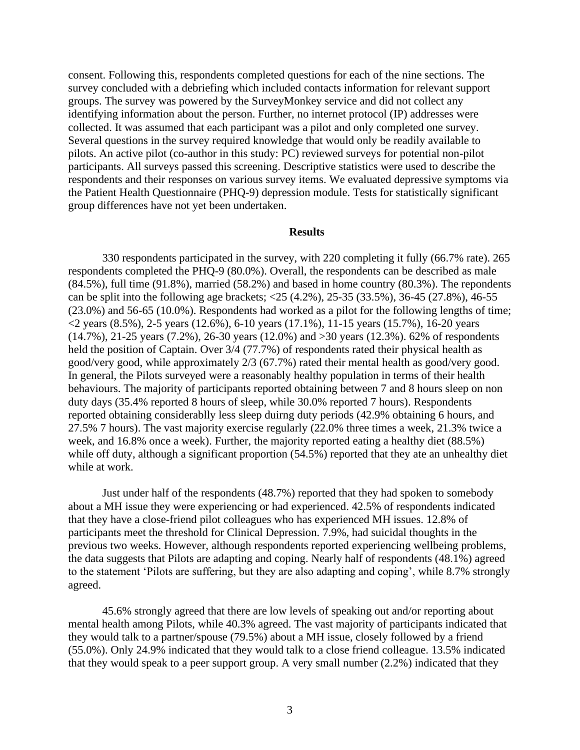consent. Following this, respondents completed questions for each of the nine sections. The survey concluded with a debriefing which included contacts information for relevant support groups. The survey was powered by the SurveyMonkey service and did not collect any identifying information about the person. Further, no internet protocol (IP) addresses were collected. It was assumed that each participant was a pilot and only completed one survey. Several questions in the survey required knowledge that would only be readily available to pilots. An active pilot (co-author in this study: PC) reviewed surveys for potential non-pilot participants. All surveys passed this screening. Descriptive statistics were used to describe the respondents and their responses on various survey items. We evaluated depressive symptoms via the Patient Health Questionnaire (PHQ-9) depression module. Tests for statistically significant group differences have not yet been undertaken.

## Results

330 respondents participated in the survey, with 220 completing it fully (66.7% rate). 265 respondents completed the PHQ-9 (80.0%). Overall, the respondents can be described as male (84.5%), full time (91.8%), married (58.2%) and based in home country (80.3%). The repondents can be split into the following age brackets; <25 (4.2%), 25-35 (33.5%), 36-45 (27.8%), 46-55 (23.0%) and 56-65 (10.0%). Respondents had worked as a pilot for the following lengths of time; <2 years (8.5%), 2-5 years (12.6%), 6-10 years (17.1%), 11-15 years (15.7%), 16-20 years (14.7%), 21-25 years (7.2%), 26-30 years (12.0%) and >30 years (12.3%). 62% of respondents held the position of Captain. Over 3/4 (77.7%) of respondents rated their physical health as good/very good, while approximately 2/3 (67.7%) rated their mental health as good/very good. In general, the Pilots surveyed were a reasonably healthy population in terms of their health behaviours. The majority of participants reported obtaining between 7 and 8 hours sleep on non duty days (35.4% reported 8 hours of sleep, while 30.0% reported 7 hours). Respondents reported obtaining considerablly less sleep duirng duty periods (42.9% obtaining 6 hours, and 27.5% 7 hours). The vast majority exercise regularly (22.0% three times a week, 21.3% twice a week, and 16.8% once a week). Further, the majority reported eating a healthy diet (88.5%) while off duty, although a significant proportion (54.5%) reported that they ate an unhealthy diet while at work.

Just under half of the respondents (48.7%) reported that they had spoken to somebody about a MH issue they were experiencing or had experienced. 42.5% of respondents indicated that they have a close-friend pilot colleagues who has experienced MH issues. 12.8% of participants meet the threshold for Clinical Depression. 7.9%, had suicidal thoughts in the previous two weeks. However, although respondents reported experiencing wellbeing problems, the data suggests that Pilots are adapting and coping. Nearly half of respondents (48.1%) agreed to the statement 'Pilots are suffering, but they are also adapting and coping', while 8.7% strongly agreed.

45.6% strongly agreed that there are low levels of speaking out and/or reporting about mental health among Pilots, while 40.3% agreed. The vast majority of participants indicated that they would talk to a partner/spouse (79.5%) about a MH issue, closely followed by a friend (55.0%). Only 24.9% indicated that they would talk to a close friend colleague. 13.5% indicated that they would speak to a peer support group. A very small number (2.2%) indicated that they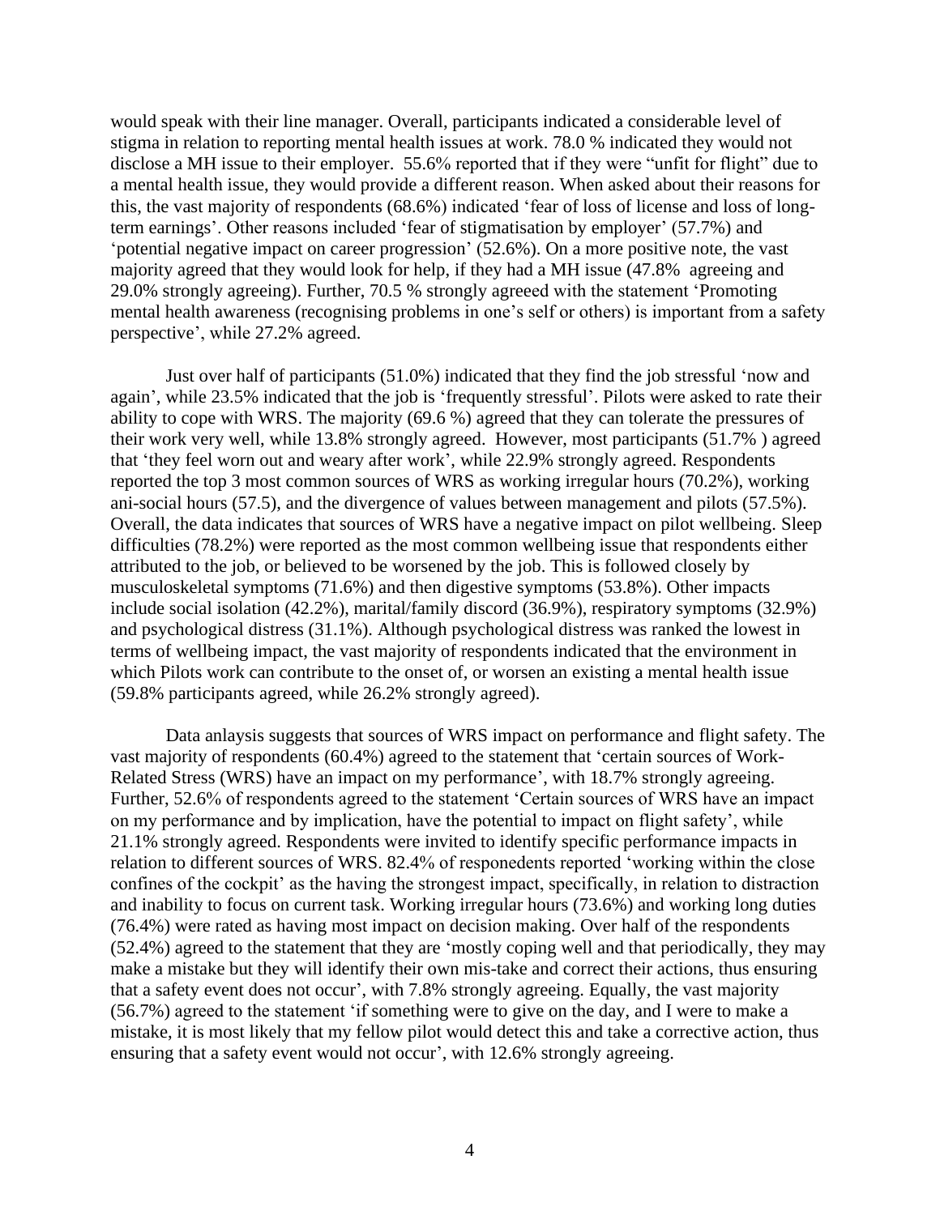would speak with their line manager. Overall, participants indicated a considerable level of stigma in relation to reporting mental health issues at work. 78.0 % indicated they would not disclose a MH issue to their employer. 55.6% reported that if they were "unfit for flight" due to a mental health issue, they would provide a different reason. When asked about their reasons for this, the vast majority of respondents (68.6%) indicated 'fear of loss of license and loss of long-term earnings'. Other reasons included 'fear of stigmatisation by employer' (57.7%) and 'potential negative impact on career progression' (52.6%). On a more positive note, the vast majority agreed that they would look for help, if they had a MH issue (47.8% agreeing and 29.0% strongly agreeing). Further, 70.5 % strongly agreeed with the statement 'Promoting mental health awareness (recognising problems in one's self or others) is important from a safety perspective', while 27.2% agreed.

Just over half of participants (51.0%) indicated that they find the job stressful 'now and again', while 23.5% indicated that the job is 'frequently stressful'. Pilots were asked to rate their ability to cope with WRS. The majority (69.6 %) agreed that they can tolerate the pressures of their work very well, while 13.8% strongly agreed. However, most participants (51.7% ) agreed that 'they feel worn out and weary after work', while 22.9% strongly agreed. Respondents reported the top 3 most common sources of WRS as working irregular hours (70.2%), working ani-social hours (57.5), and the divergence of values between management and pilots (57.5%). Overall, the data indicates that sources of WRS have a negative impact on pilot wellbeing. Sleep difficulties (78.2%) were reported as the most common wellbeing issue that respondents either attributed to the job, or believed to be worsened by the job. This is followed closely by musculoskeletal symptoms (71.6%) and then digestive symptoms (53.8%). Other impacts include social isolation (42.2%), marital/family discord (36.9%), respiratory symptoms (32.9%) and psychological distress (31.1%). Although psychological distress was ranked the lowest in terms of wellbeing impact, the vast majority of respondents indicated that the environment in which Pilots work can contribute to the onset of, or worsen an existing a mental health issue (59.8% participants agreed, while 26.2% strongly agreed).

Data anlaysis suggests that sources of WRS impact on performance and flight safety. The vast majority of respondents (60.4%) agreed to the statement that 'certain sources of Work-Related Stress (WRS) have an impact on my performance', with 18.7% strongly agreeing. Further, 52.6% of respondents agreed to the statement 'Certain sources of WRS have an impact on my performance and by implication, have the potential to impact on flight safety', while 21.1% strongly agreed. Respondents were invited to identify specific performance impacts in relation to different sources of WRS. 82.4% of responedents reported 'working within the close confines of the cockpit' as the having the strongest impact, specifically, in relation to distraction and inability to focus on current task. Working irregular hours (73.6%) and working long duties (76.4%) were rated as having most impact on decision making. Over half of the respondents (52.4%) agreed to the statement that they are 'mostly coping well and that periodically, they may make a mistake but they will identify their own mis-take and correct their actions, thus ensuring that a safety event does not occur', with 7.8% strongly agreeing. Equally, the vast majority (56.7%) agreed to the statement 'if something were to give on the day, and I were to make a mistake, it is most likely that my fellow pilot would detect this and take a corrective action, thus ensuring that a safety event would not occur', with 12.6% strongly agreeing.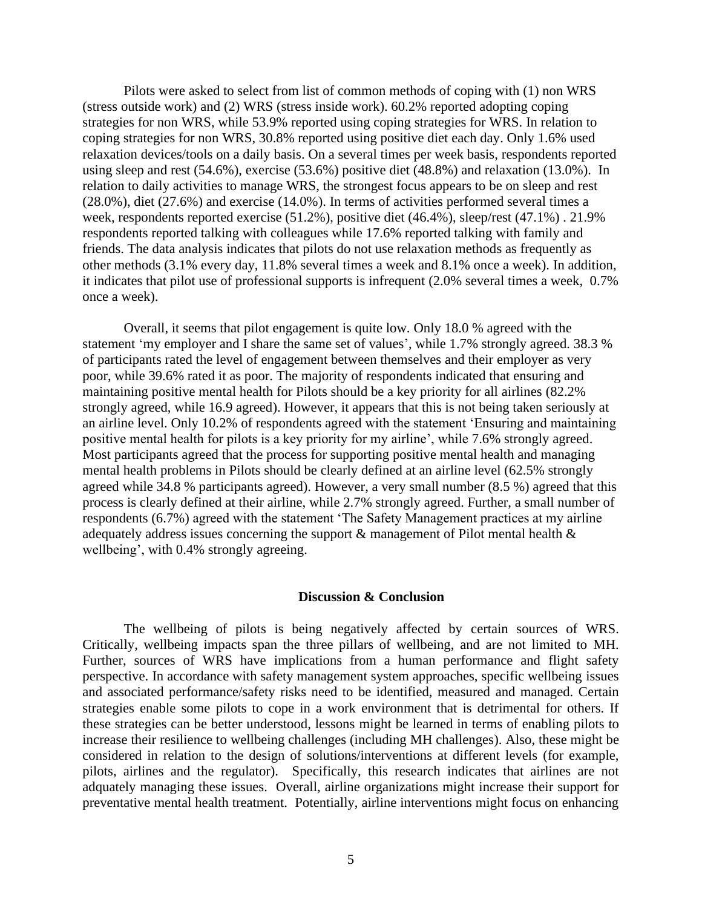Pilots were asked to select from list of common methods of coping with (1) non WRS (stress outside work) and (2) WRS (stress inside work). 60.2% reported adopting coping strategies for non WRS, while 53.9% reported using coping strategies for WRS. In relation to coping strategies for non WRS, 30.8% reported using positive diet each day. Only 1.6% used relaxation devices/tools on a daily basis. On a several times per week basis, respondents reported using sleep and rest (54.6%), exercise (53.6%) positive diet (48.8%) and relaxation (13.0%). In relation to daily activities to manage WRS, the strongest focus appears to be on sleep and rest (28.0%), diet (27.6%) and exercise (14.0%). In terms of activities performed several times a week, respondents reported exercise (51.2%), positive diet (46.4%), sleep/rest (47.1%) . 21.9% respondents reported talking with colleagues while 17.6% reported talking with family and friends. The data analysis indicates that pilots do not use relaxation methods as frequently as other methods (3.1% every day, 11.8% several times a week and 8.1% once a week). In addition, it indicates that pilot use of professional supports is infrequent (2.0% several times a week, 0.7% once a week).

Overall, it seems that pilot engagement is quite low. Only 18.0 % agreed with the statement 'my employer and I share the same set of values', while 1.7% strongly agreed. 38.3 % of participants rated the level of engagement between themselves and their employer as very poor, while 39.6% rated it as poor. The majority of respondents indicated that ensuring and maintaining positive mental health for Pilots should be a key priority for all airlines (82.2% strongly agreed, while 16.9 agreed). However, it appears that this is not being taken seriously at an airline level. Only 10.2% of respondents agreed with the statement 'Ensuring and maintaining positive mental health for pilots is a key priority for my airline', while 7.6% strongly agreed. Most participants agreed that the process for supporting positive mental health and managing mental health problems in Pilots should be clearly defined at an airline level (62.5% strongly agreed while 34.8 % participants agreed). However, a very small number (8.5 %) agreed that this process is clearly defined at their airline, while 2.7% strongly agreed. Further, a small number of respondents (6.7%) agreed with the statement 'The Safety Management practices at my airline adequately address issues concerning the support & management of Pilot mental health & wellbeing', with 0.4% strongly agreeing.

## Discussion & Conclusion

The wellbeing of pilots is being negatively affected by certain sources of WRS. Critically, wellbeing impacts span the three pillars of wellbeing, and are not limited to MH. Further, sources of WRS have implications from a human performance and flight safety perspective. In accordance with safety management system approaches, specific wellbeing issues and associated performance/safety risks need to be identified, measured and managed. Certain strategies enable some pilots to cope in a work environment that is detrimental for others. If these strategies can be better understood, lessons might be learned in terms of enabling pilots to increase their resilience to wellbeing challenges (including MH challenges). Also, these might be considered in relation to the design of solutions/interventions at different levels (for example, pilots, airlines and the regulator). Specifically, this research indicates that airlines are not adquately managing these issues. Overall, airline organizations might increase their support for preventative mental health treatment. Potentially, airline interventions might focus on enhancing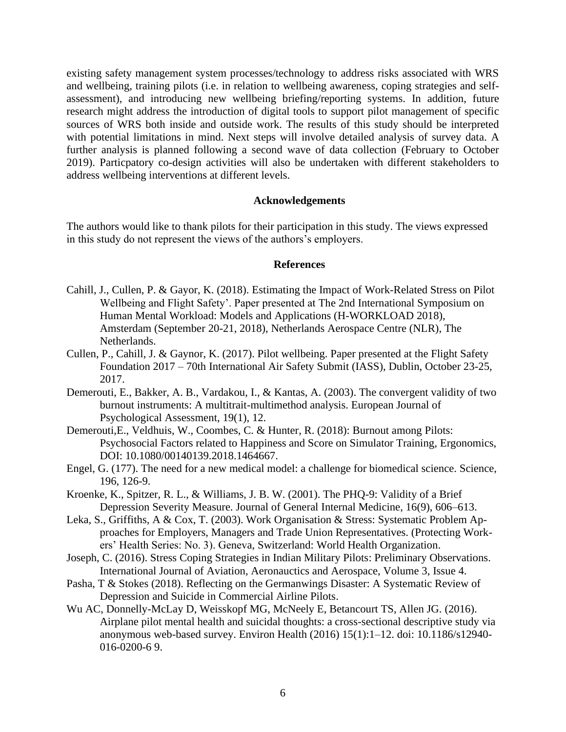existing safety management system processes/technology to address risks associated with WRS and wellbeing, training pilots (i.e. in relation to wellbeing awareness, coping strategies and self-assessment), and introducing new wellbeing briefing/reporting systems. In addition, future research might address the introduction of digital tools to support pilot management of specific sources of WRS both inside and outside work. The results of this study should be interpreted with potential limitations in mind. Next steps will involve detailed analysis of survey data. A further analysis is planned following a second wave of data collection (February to October 2019). Particpatory co-design activities will also be undertaken with different stakeholders to address wellbeing interventions at different levels.

## Acknowledgements

The authors would like to thank pilots for their participation in this study. The views expressed in this study do not represent the views of the authors's employers.

## References

Cahill, J., Cullen, P. & Gayor, K. (2018). Estimating the Impact of Work-Related Stress on Pilot Wellbeing and Flight Safety'. Paper presented at The 2nd International Symposium on Human Mental Workload: Models and Applications (H-WORKLOAD 2018), Amsterdam (September 20-21, 2018), Netherlands Aerospace Centre (NLR), The Netherlands.

Cullen, P., Cahill, J. & Gaynor, K. (2017). Pilot wellbeing. Paper presented at the Flight Safety Foundation 2017 – 70th International Air Safety Submit (IASS), Dublin, October 23-25, 2017.

Demerouti, E., Bakker, A. B., Vardakou, I., & Kantas, A. (2003). The convergent validity of two burnout instruments: A multitrait-multimethod analysis. European Journal of Psychological Assessment, 19(1), 12.

Demerouti,E., Veldhuis, W., Coombes, C. & Hunter, R. (2018): Burnout among Pilots: Psychosocial Factors related to Happiness and Score on Simulator Training, Ergonomics, DOI: 10.1080/00140139.2018.1464667.

Engel, G. (177). The need for a new medical model: a challenge for biomedical science. Science, 196, 126-9.

Kroenke, K., Spitzer, R. L., & Williams, J. B. W. (2001). The PHQ-9: Validity of a Brief Depression Severity Measure. Journal of General Internal Medicine, 16(9), 606–613.

Leka, S., Griffiths, A & Cox, T. (2003). Work Organisation & Stress: Systematic Problem Approaches for Employers, Managers and Trade Union Representatives. (Protecting Workers' Health Series: No. 3). Geneva, Switzerland: World Health Organization.

Joseph, C. (2016). Stress Coping Strategies in Indian Military Pilots: Preliminary Observations. International Journal of Aviation, Aeronauctics and Aerospace, Volume 3, Issue 4.

Pasha, T & Stokes (2018). Reflecting on the Germanwings Disaster: A Systematic Review of Depression and Suicide in Commercial Airline Pilots.

Wu AC, Donnelly-McLay D, Weisskopf MG, McNeely E, Betancourt TS, Allen JG. (2016). Airplane pilot mental health and suicidal thoughts: a cross-sectional descriptive study via anonymous web-based survey. Environ Health (2016) 15(1):1–12. doi: 10.1186/s12940-016-0200-6 9.